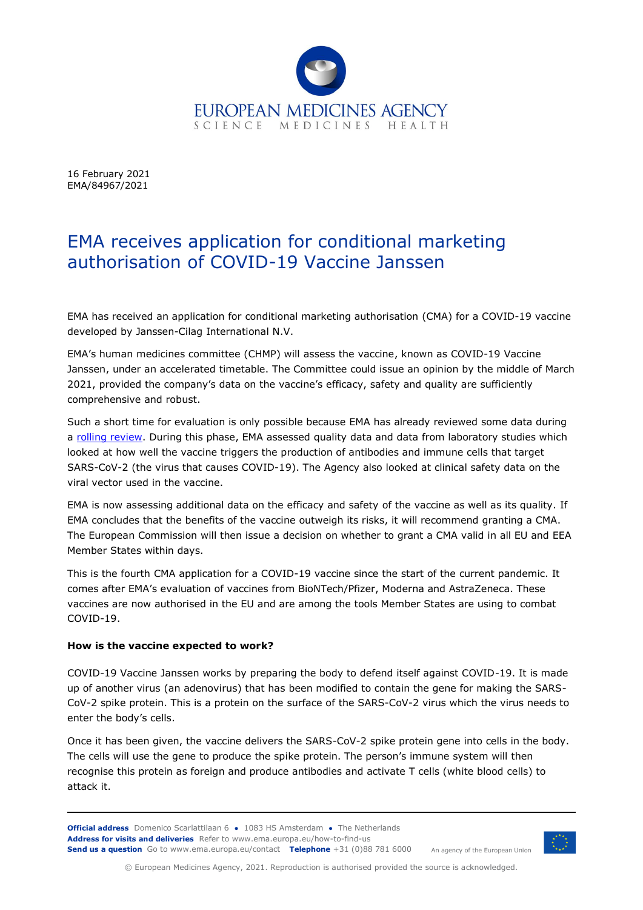16 February 2021
EMA/84967/2021

# EMA receives application for conditional marketing authorisation of COVID-19 Vaccine Janssen

EMA has received an application for conditional marketing authorisation (CMA) for a COVID-19 vaccine developed by Janssen-Cilag International N.V.

EMA's human medicines committee (CHMP) will assess the vaccine, known as COVID-19 Vaccine Janssen, under an accelerated timetable. The Committee could issue an opinion by the middle of March 2021, provided the company's data on the vaccine's efficacy, safety and quality are sufficiently comprehensive and robust.

Such a short time for evaluation is only possible because EMA has already reviewed some data during a rolling review. During this phase, EMA assessed quality data and data from laboratory studies which looked at how well the vaccine triggers the production of antibodies and immune cells that target SARS-CoV-2 (the virus that causes COVID-19). The Agency also looked at clinical safety data on the viral vector used in the vaccine.

EMA is now assessing additional data on the efficacy and safety of the vaccine as well as its quality. If EMA concludes that the benefits of the vaccine outweigh its risks, it will recommend granting a CMA. The European Commission will then issue a decision on whether to grant a CMA valid in all EU and EEA Member States within days.

This is the fourth CMA application for a COVID-19 vaccine since the start of the current pandemic. It comes after EMA's evaluation of vaccines from BioNTech/Pfizer, Moderna and AstraZeneca. These vaccines are now authorised in the EU and are among the tools Member States are using to combat COVID-19.

**How is the vaccine expected to work?**

COVID-19 Vaccine Janssen works by preparing the body to defend itself against COVID-19. It is made up of another virus (an adenovirus) that has been modified to contain the gene for making the SARS-CoV-2 spike protein. This is a protein on the surface of the SARS-CoV-2 virus which the virus needs to enter the body's cells.

Once it has been given, the vaccine delivers the SARS-CoV-2 spike protein gene into cells in the body. The cells will use the gene to produce the spike protein. The person's immune system will then recognise this protein as foreign and produce antibodies and activate T cells (white blood cells) to attack it.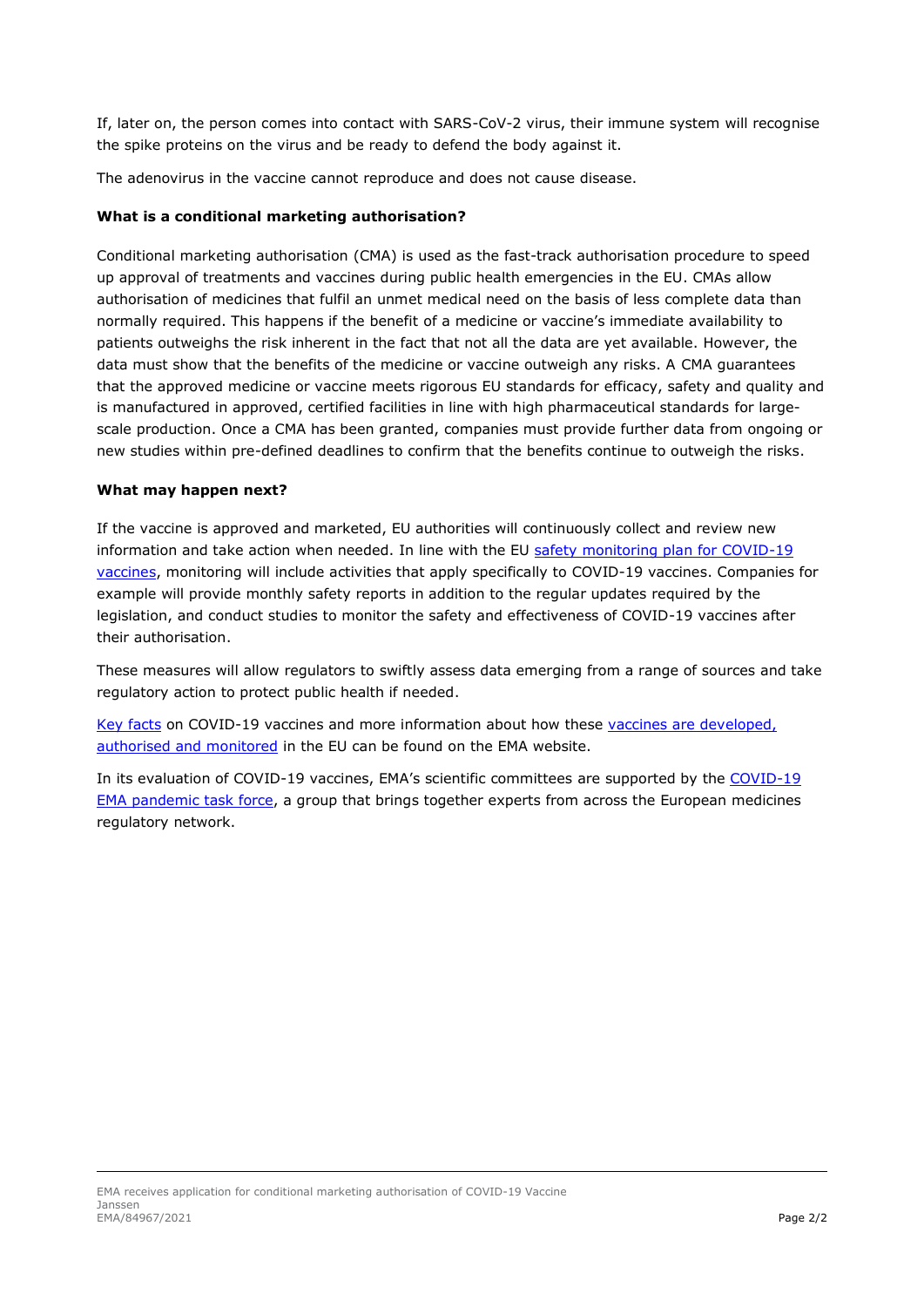If, later on, the person comes into contact with SARS-CoV-2 virus, their immune system will recognise the spike proteins on the virus and be ready to defend the body against it.

The adenovirus in the vaccine cannot reproduce and does not cause disease.

**What is a conditional marketing authorisation?**

Conditional marketing authorisation (CMA) is used as the fast-track authorisation procedure to speed up approval of treatments and vaccines during public health emergencies in the EU. CMAs allow authorisation of medicines that fulfil an unmet medical need on the basis of less complete data than normally required. This happens if the benefit of a medicine or vaccine's immediate availability to patients outweighs the risk inherent in the fact that not all the data are yet available. However, the data must show that the benefits of the medicine or vaccine outweigh any risks. A CMA guarantees that the approved medicine or vaccine meets rigorous EU standards for efficacy, safety and quality and is manufactured in approved, certified facilities in line with high pharmaceutical standards for large-scale production. Once a CMA has been granted, companies must provide further data from ongoing or new studies within pre-defined deadlines to confirm that the benefits continue to outweigh the risks.

**What may happen next?**

If the vaccine is approved and marketed, EU authorities will continuously collect and review new information and take action when needed. In line with the EU safety monitoring plan for COVID-19 vaccines, monitoring will include activities that apply specifically to COVID-19 vaccines. Companies for example will provide monthly safety reports in addition to the regular updates required by the legislation, and conduct studies to monitor the safety and effectiveness of COVID-19 vaccines after their authorisation.

These measures will allow regulators to swiftly assess data emerging from a range of sources and take regulatory action to protect public health if needed.

Key facts on COVID-19 vaccines and more information about how these vaccines are developed, authorised and monitored in the EU can be found on the EMA website.

In its evaluation of COVID-19 vaccines, EMA's scientific committees are supported by the COVID-19 EMA pandemic task force, a group that brings together experts from across the European medicines regulatory network.